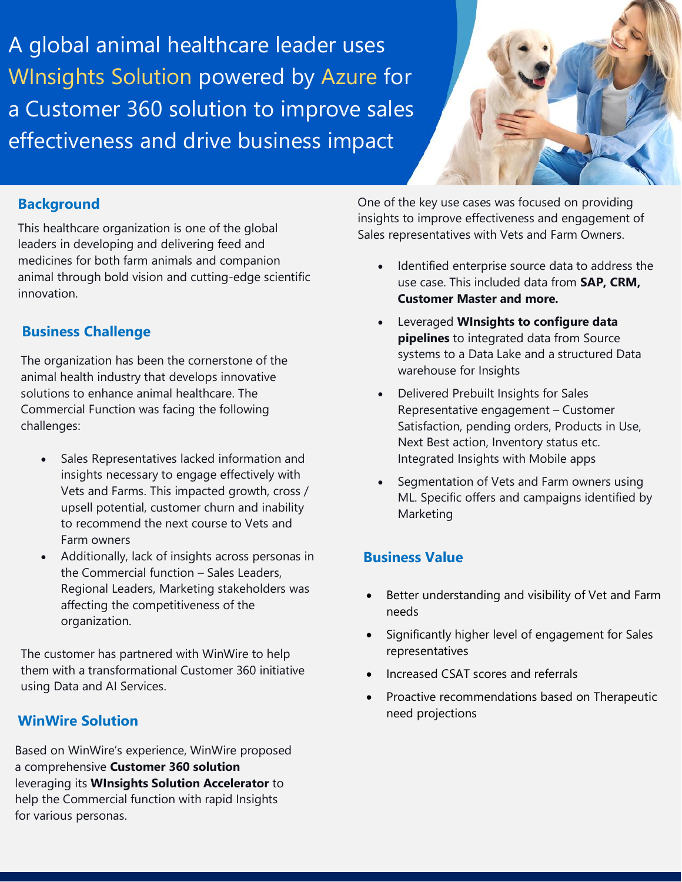# A global animal healthcare leader uses WInsights Solution powered by Azure for a Customer 360 solution to improve sales effectiveness and drive business impact

## Background

This healthcare organization is one of the global leaders in developing and delivering feed and medicines for both farm animals and companion animal through bold vision and cutting-edge scientific innovation.

## Business Challenge

The organization has been the cornerstone of the animal health industry that develops innovative solutions to enhance animal healthcare. The Commercial Function was facing the following challenges:

- Sales Representatives lacked information and insights necessary to engage effectively with Vets and Farms. This impacted growth, cross / upsell potential, customer churn and inability to recommend the next course to Vets and Farm owners
- Additionally, lack of insights across personas in the Commercial function – Sales Leaders, Regional Leaders, Marketing stakeholders was affecting the competitiveness of the organization.

The customer has partnered with WinWire to help them with a transformational Customer 360 initiative using Data and AI Services.

## WinWire Solution

Based on WinWire's experience, WinWire proposed a comprehensive **Customer 360 solution** leveraging its **WInsights Solution Accelerator** to help the Commercial function with rapid Insights for various personas.

One of the key use cases was focused on providing insights to improve effectiveness and engagement of Sales representatives with Vets and Farm Owners.

- Identified enterprise source data to address the use case. This included data from **SAP, CRM, Customer Master and more.**
- Leveraged **WInsights to configure data pipelines** to integrated data from Source systems to a Data Lake and a structured Data warehouse for Insights
- Delivered Prebuilt Insights for Sales Representative engagement – Customer Satisfaction, pending orders, Products in Use, Next Best action, Inventory status etc. Integrated Insights with Mobile apps
- Segmentation of Vets and Farm owners using ML. Specific offers and campaigns identified by Marketing

## Business Value

- Better understanding and visibility of Vet and Farm needs
- Significantly higher level of engagement for Sales representatives
- Increased CSAT scores and referrals
- Proactive recommendations based on Therapeutic need projections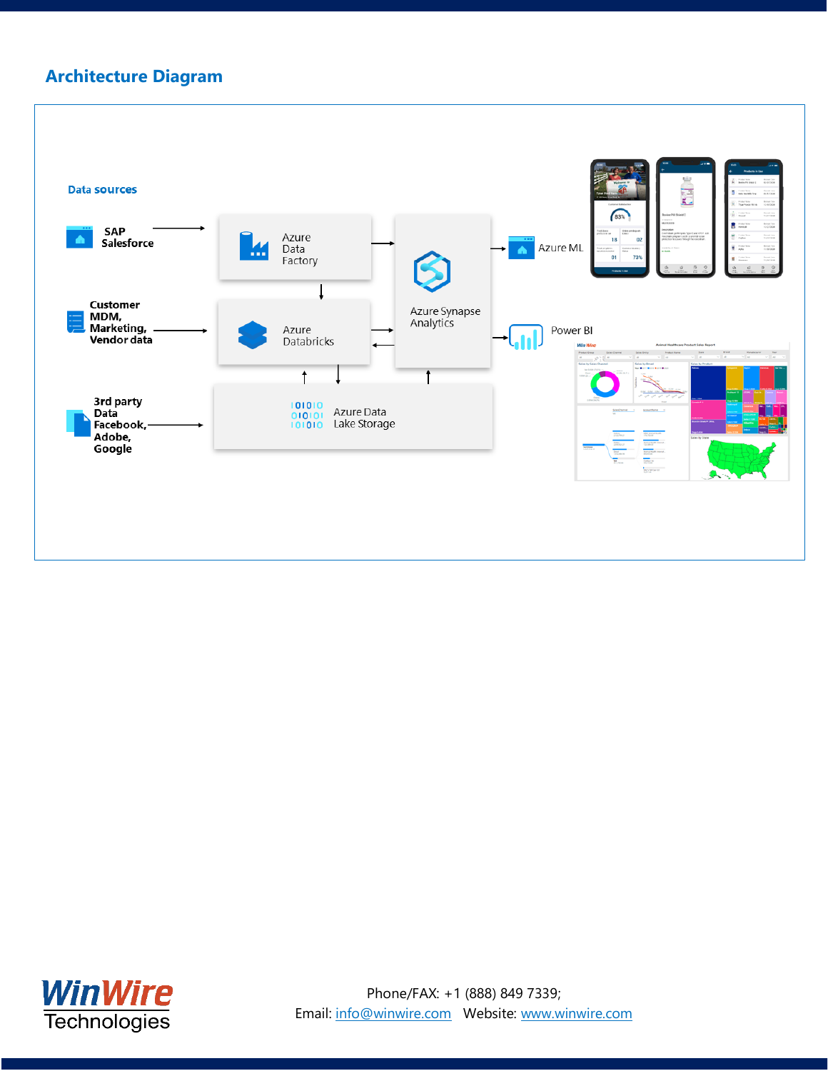## Architecture Diagram

Data sources

SAP
Salesforce

Customer
MDM,
Marketing,
Vendor data

3rd party
Data
Facebook,
Adobe,
Google

Azure
Data
Factory

Azure
Databricks

Azure Data
Lake Storage

Azure Synapse
Analytics

Azure ML

Power BI

Phone/FAX: +1 (888) 849 7339;
Email: info@winwire.com Website: www.winwire.com